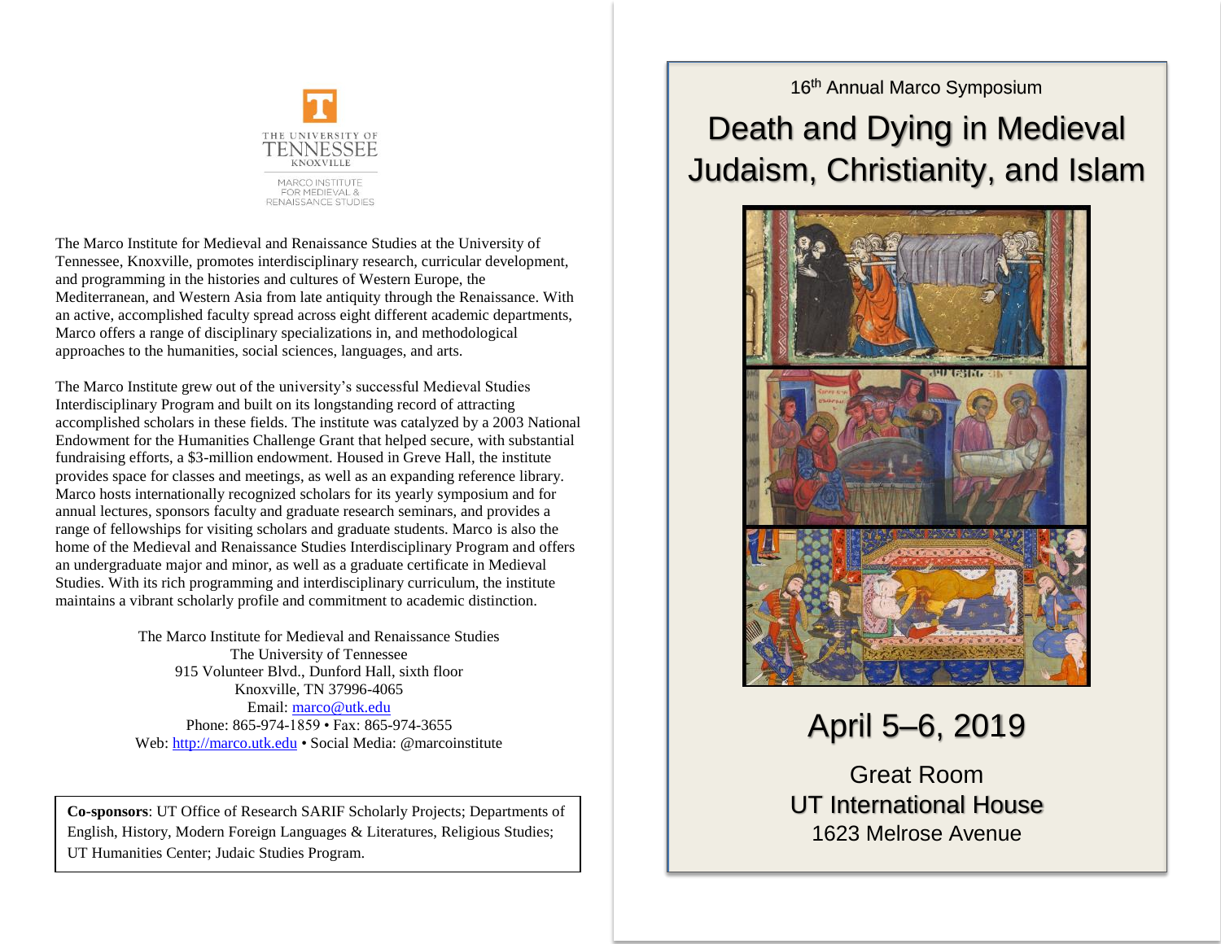THE UNIVERSITY OF TENNESSEE KNOXVILLE

MARCO INSTITUTE FOR MEDIEVAL & RENAISSANCE STUDIES

The Marco Institute for Medieval and Renaissance Studies at the University of Tennessee, Knoxville, promotes interdisciplinary research, curricular development, and programming in the histories and cultures of Western Europe, the Mediterranean, and Western Asia from late antiquity through the Renaissance. With an active, accomplished faculty spread across eight different academic departments, Marco offers a range of disciplinary specializations in, and methodological approaches to the humanities, social sciences, languages, and arts.

The Marco Institute grew out of the university's successful Medieval Studies Interdisciplinary Program and built on its longstanding record of attracting accomplished scholars in these fields. The institute was catalyzed by a 2003 National Endowment for the Humanities Challenge Grant that helped secure, with substantial fundraising efforts, a $3-million endowment. Housed in Greve Hall, the institute provides space for classes and meetings, as well as an expanding reference library. Marco hosts internationally recognized scholars for its yearly symposium and for annual lectures, sponsors faculty and graduate research seminars, and provides a range of fellowships for visiting scholars and graduate students. Marco is also the home of the Medieval and Renaissance Studies Interdisciplinary Program and offers an undergraduate major and minor, as well as a graduate certificate in Medieval Studies. With its rich programming and interdisciplinary curriculum, the institute maintains a vibrant scholarly profile and commitment to academic distinction.

The Marco Institute for Medieval and Renaissance Studies  
The University of Tennessee  
915 Volunteer Blvd., Dunford Hall, sixth floor  
Knoxville, TN 37996-4065  
Email: marco@utk.edu  
Phone: 865-974-1859 • Fax: 865-974-3655  
Web: http://marco.utk.edu • Social Media: @marcoinstitute

**Co-sponsors**: UT Office of Research SARIF Scholarly Projects; Departments of English, History, Modern Foreign Languages & Literatures, Religious Studies; UT Humanities Center; Judaic Studies Program.

16th Annual Marco Symposium

# Death and Dying in Medieval Judaism, Christianity, and Islam

## April 5–6, 2019

Great Room  
UT International House  
1623 Melrose Avenue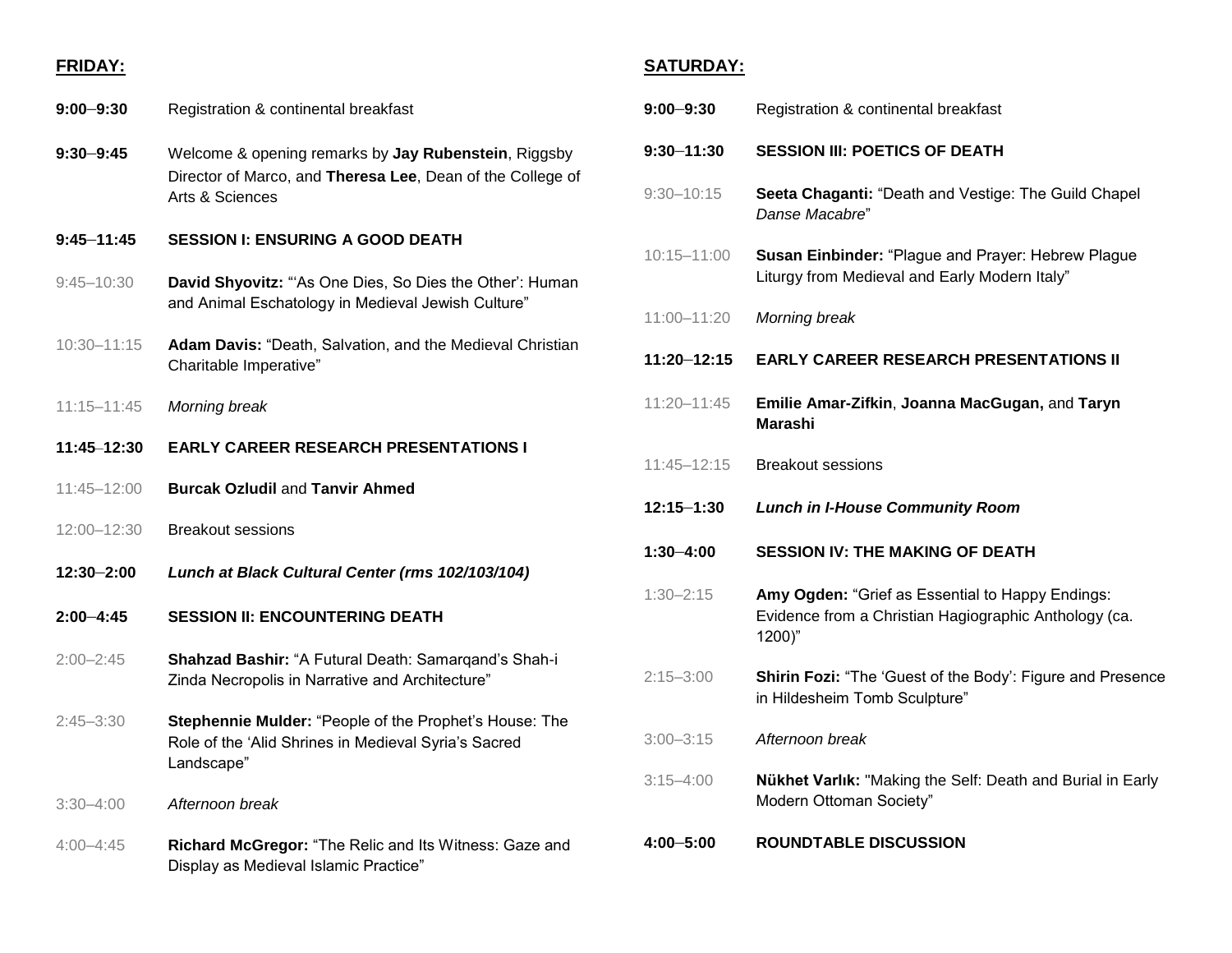## FRIDAY:

**9:00–9:30** Registration & continental breakfast

**9:30–9:45** Welcome & opening remarks by **Jay Rubenstein**, Riggsby Director of Marco, and **Theresa Lee**, Dean of the College of Arts & Sciences

**9:45–11:45 SESSION I: ENSURING A GOOD DEATH**

9:45–10:30 **David Shyovitz:** "'As One Dies, So Dies the Other': Human and Animal Eschatology in Medieval Jewish Culture"

10:30–11:15 **Adam Davis:** "Death, Salvation, and the Medieval Christian Charitable Imperative"

11:15–11:45 *Morning break*

**11:45–12:30 EARLY CAREER RESEARCH PRESENTATIONS I**

11:45–12:00 **Burcak Ozludil** and **Tanvir Ahmed**

12:00–12:30 Breakout sessions

**12:30–2:00** ***Lunch at Black Cultural Center (rms 102/103/104)***

**2:00–4:45 SESSION II: ENCOUNTERING DEATH**

2:00–2:45 **Shahzad Bashir:** "A Futural Death: Samarqand's Shah-i Zinda Necropolis in Narrative and Architecture"

2:45–3:30 **Stephennie Mulder:** "People of the Prophet's House: The Role of the 'Alid Shrines in Medieval Syria's Sacred Landscape"

3:30–4:00 *Afternoon break*

4:00–4:45 **Richard McGregor:** "The Relic and Its Witness: Gaze and Display as Medieval Islamic Practice"

## SATURDAY:

**9:00–9:30** Registration & continental breakfast

**9:30–11:30 SESSION III: POETICS OF DEATH**

9:30–10:15 **Seeta Chaganti:** "Death and Vestige: The Guild Chapel *Danse Macabre*"

10:15–11:00 **Susan Einbinder:** "Plague and Prayer: Hebrew Plague Liturgy from Medieval and Early Modern Italy"

11:00–11:20 *Morning break*

**11:20–12:15 EARLY CAREER RESEARCH PRESENTATIONS II**

11:20–11:45 **Emilie Amar-Zifkin**, **Joanna MacGugan,** and **Taryn Marashi**

11:45–12:15 Breakout sessions

**12:15–1:30** ***Lunch in I-House Community Room***

**1:30–4:00 SESSION IV: THE MAKING OF DEATH**

1:30–2:15 **Amy Ogden:** "Grief as Essential to Happy Endings: Evidence from a Christian Hagiographic Anthology (ca. 1200)"

2:15–3:00 **Shirin Fozi:** "The 'Guest of the Body': Figure and Presence in Hildesheim Tomb Sculpture"

3:00–3:15 *Afternoon break*

3:15–4:00 **Nükhet Varlık:** "Making the Self: Death and Burial in Early Modern Ottoman Society"

**4:00–5:00 ROUNDTABLE DISCUSSION**